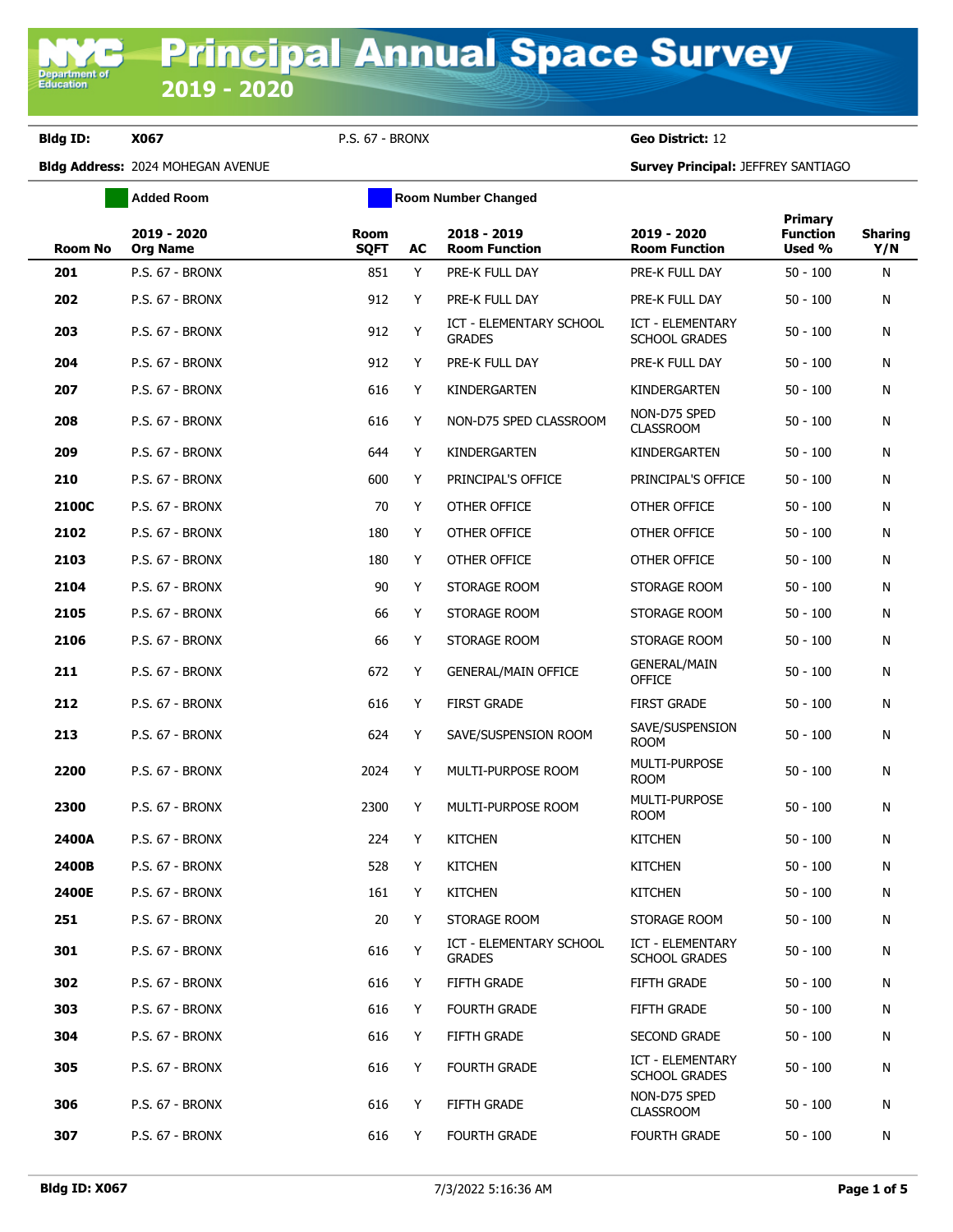# Principal Annual Space Survey 2019 - 2020

**Bldg ID:** X067 P.S. 67 - BRONX **Geo District:** 12

**Bldg Address:** 2024 MOHEGAN AVENUE **Survey Principal:** JEFFREY SANTIAGO

Added Room | Room Number Changed

| Room No | 2019 - 2020 Org Name | Room SQFT | AC | 2018 - 2019 Room Function | 2019 - 2020 Room Function | Primary Function Used % | Sharing Y/N |
|---|---|---|---|---|---|---|---|
| 201 | P.S. 67 - BRONX | 851 | Y | PRE-K FULL DAY | PRE-K FULL DAY | 50 - 100 | N |
| 202 | P.S. 67 - BRONX | 912 | Y | PRE-K FULL DAY | PRE-K FULL DAY | 50 - 100 | N |
| 203 | P.S. 67 - BRONX | 912 | Y | ICT - ELEMENTARY SCHOOL GRADES | ICT - ELEMENTARY SCHOOL GRADES | 50 - 100 | N |
| 204 | P.S. 67 - BRONX | 912 | Y | PRE-K FULL DAY | PRE-K FULL DAY | 50 - 100 | N |
| 207 | P.S. 67 - BRONX | 616 | Y | KINDERGARTEN | KINDERGARTEN | 50 - 100 | N |
| 208 | P.S. 67 - BRONX | 616 | Y | NON-D75 SPED CLASSROOM | NON-D75 SPED CLASSROOM | 50 - 100 | N |
| 209 | P.S. 67 - BRONX | 644 | Y | KINDERGARTEN | KINDERGARTEN | 50 - 100 | N |
| 210 | P.S. 67 - BRONX | 600 | Y | PRINCIPAL'S OFFICE | PRINCIPAL'S OFFICE | 50 - 100 | N |
| 2100C | P.S. 67 - BRONX | 70 | Y | OTHER OFFICE | OTHER OFFICE | 50 - 100 | N |
| 2102 | P.S. 67 - BRONX | 180 | Y | OTHER OFFICE | OTHER OFFICE | 50 - 100 | N |
| 2103 | P.S. 67 - BRONX | 180 | Y | OTHER OFFICE | OTHER OFFICE | 50 - 100 | N |
| 2104 | P.S. 67 - BRONX | 90 | Y | STORAGE ROOM | STORAGE ROOM | 50 - 100 | N |
| 2105 | P.S. 67 - BRONX | 66 | Y | STORAGE ROOM | STORAGE ROOM | 50 - 100 | N |
| 2106 | P.S. 67 - BRONX | 66 | Y | STORAGE ROOM | STORAGE ROOM | 50 - 100 | N |
| 211 | P.S. 67 - BRONX | 672 | Y | GENERAL/MAIN OFFICE | GENERAL/MAIN OFFICE | 50 - 100 | N |
| 212 | P.S. 67 - BRONX | 616 | Y | FIRST GRADE | FIRST GRADE | 50 - 100 | N |
| 213 | P.S. 67 - BRONX | 624 | Y | SAVE/SUSPENSION ROOM | SAVE/SUSPENSION ROOM | 50 - 100 | N |
| 2200 | P.S. 67 - BRONX | 2024 | Y | MULTI-PURPOSE ROOM | MULTI-PURPOSE ROOM | 50 - 100 | N |
| 2300 | P.S. 67 - BRONX | 2300 | Y | MULTI-PURPOSE ROOM | MULTI-PURPOSE ROOM | 50 - 100 | N |
| 2400A | P.S. 67 - BRONX | 224 | Y | KITCHEN | KITCHEN | 50 - 100 | N |
| 2400B | P.S. 67 - BRONX | 528 | Y | KITCHEN | KITCHEN | 50 - 100 | N |
| 2400E | P.S. 67 - BRONX | 161 | Y | KITCHEN | KITCHEN | 50 - 100 | N |
| 251 | P.S. 67 - BRONX | 20 | Y | STORAGE ROOM | STORAGE ROOM | 50 - 100 | N |
| 301 | P.S. 67 - BRONX | 616 | Y | ICT - ELEMENTARY SCHOOL GRADES | ICT - ELEMENTARY SCHOOL GRADES | 50 - 100 | N |
| 302 | P.S. 67 - BRONX | 616 | Y | FIFTH GRADE | FIFTH GRADE | 50 - 100 | N |
| 303 | P.S. 67 - BRONX | 616 | Y | FOURTH GRADE | FIFTH GRADE | 50 - 100 | N |
| 304 | P.S. 67 - BRONX | 616 | Y | FIFTH GRADE | SECOND GRADE | 50 - 100 | N |
| 305 | P.S. 67 - BRONX | 616 | Y | FOURTH GRADE | ICT - ELEMENTARY SCHOOL GRADES | 50 - 100 | N |
| 306 | P.S. 67 - BRONX | 616 | Y | FIFTH GRADE | NON-D75 SPED CLASSROOM | 50 - 100 | N |
| 307 | P.S. 67 - BRONX | 616 | Y | FOURTH GRADE | FOURTH GRADE | 50 - 100 | N |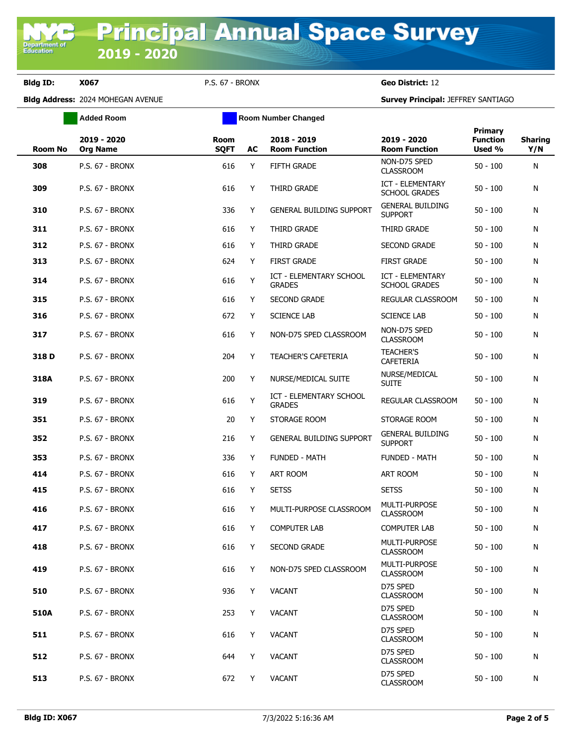# Principal Annual Space Survey 2019 - 2020

**Bldg ID:** X067 P.S. 67 - BRONX **Geo District:** 12

**Bldg Address:** 2024 MOHEGAN AVENUE **Survey Principal:** JEFFREY SANTIAGO

Added Room | Room Number Changed

| Room No | 2019 - 2020 Org Name | Room SQFT | AC | 2018 - 2019 Room Function | 2019 - 2020 Room Function | Primary Function Used % | Sharing Y/N |
|---|---|---|---|---|---|---|---|
| 308 | P.S. 67 - BRONX | 616 | Y | FIFTH GRADE | NON-D75 SPED CLASSROOM | 50 - 100 | N |
| 309 | P.S. 67 - BRONX | 616 | Y | THIRD GRADE | ICT - ELEMENTARY SCHOOL GRADES | 50 - 100 | N |
| 310 | P.S. 67 - BRONX | 336 | Y | GENERAL BUILDING SUPPORT | GENERAL BUILDING SUPPORT | 50 - 100 | N |
| 311 | P.S. 67 - BRONX | 616 | Y | THIRD GRADE | THIRD GRADE | 50 - 100 | N |
| 312 | P.S. 67 - BRONX | 616 | Y | THIRD GRADE | SECOND GRADE | 50 - 100 | N |
| 313 | P.S. 67 - BRONX | 624 | Y | FIRST GRADE | FIRST GRADE | 50 - 100 | N |
| 314 | P.S. 67 - BRONX | 616 | Y | ICT - ELEMENTARY SCHOOL GRADES | ICT - ELEMENTARY SCHOOL GRADES | 50 - 100 | N |
| 315 | P.S. 67 - BRONX | 616 | Y | SECOND GRADE | REGULAR CLASSROOM | 50 - 100 | N |
| 316 | P.S. 67 - BRONX | 672 | Y | SCIENCE LAB | SCIENCE LAB | 50 - 100 | N |
| 317 | P.S. 67 - BRONX | 616 | Y | NON-D75 SPED CLASSROOM | NON-D75 SPED CLASSROOM | 50 - 100 | N |
| 318 D | P.S. 67 - BRONX | 204 | Y | TEACHER'S CAFETERIA | TEACHER'S CAFETERIA | 50 - 100 | N |
| 318A | P.S. 67 - BRONX | 200 | Y | NURSE/MEDICAL SUITE | NURSE/MEDICAL SUITE | 50 - 100 | N |
| 319 | P.S. 67 - BRONX | 616 | Y | ICT - ELEMENTARY SCHOOL GRADES | REGULAR CLASSROOM | 50 - 100 | N |
| 351 | P.S. 67 - BRONX | 20 | Y | STORAGE ROOM | STORAGE ROOM | 50 - 100 | N |
| 352 | P.S. 67 - BRONX | 216 | Y | GENERAL BUILDING SUPPORT | GENERAL BUILDING SUPPORT | 50 - 100 | N |
| 353 | P.S. 67 - BRONX | 336 | Y | FUNDED - MATH | FUNDED - MATH | 50 - 100 | N |
| 414 | P.S. 67 - BRONX | 616 | Y | ART ROOM | ART ROOM | 50 - 100 | N |
| 415 | P.S. 67 - BRONX | 616 | Y | SETSS | SETSS | 50 - 100 | N |
| 416 | P.S. 67 - BRONX | 616 | Y | MULTI-PURPOSE CLASSROOM | MULTI-PURPOSE CLASSROOM | 50 - 100 | N |
| 417 | P.S. 67 - BRONX | 616 | Y | COMPUTER LAB | COMPUTER LAB | 50 - 100 | N |
| 418 | P.S. 67 - BRONX | 616 | Y | SECOND GRADE | MULTI-PURPOSE CLASSROOM | 50 - 100 | N |
| 419 | P.S. 67 - BRONX | 616 | Y | NON-D75 SPED CLASSROOM | MULTI-PURPOSE CLASSROOM | 50 - 100 | N |
| 510 | P.S. 67 - BRONX | 936 | Y | VACANT | D75 SPED CLASSROOM | 50 - 100 | N |
| 510A | P.S. 67 - BRONX | 253 | Y | VACANT | D75 SPED CLASSROOM | 50 - 100 | N |
| 511 | P.S. 67 - BRONX | 616 | Y | VACANT | D75 SPED CLASSROOM | 50 - 100 | N |
| 512 | P.S. 67 - BRONX | 644 | Y | VACANT | D75 SPED CLASSROOM | 50 - 100 | N |
| 513 | P.S. 67 - BRONX | 672 | Y | VACANT | D75 SPED CLASSROOM | 50 - 100 | N |

**Bldg ID: X067** 7/3/2022 5:16:36 AM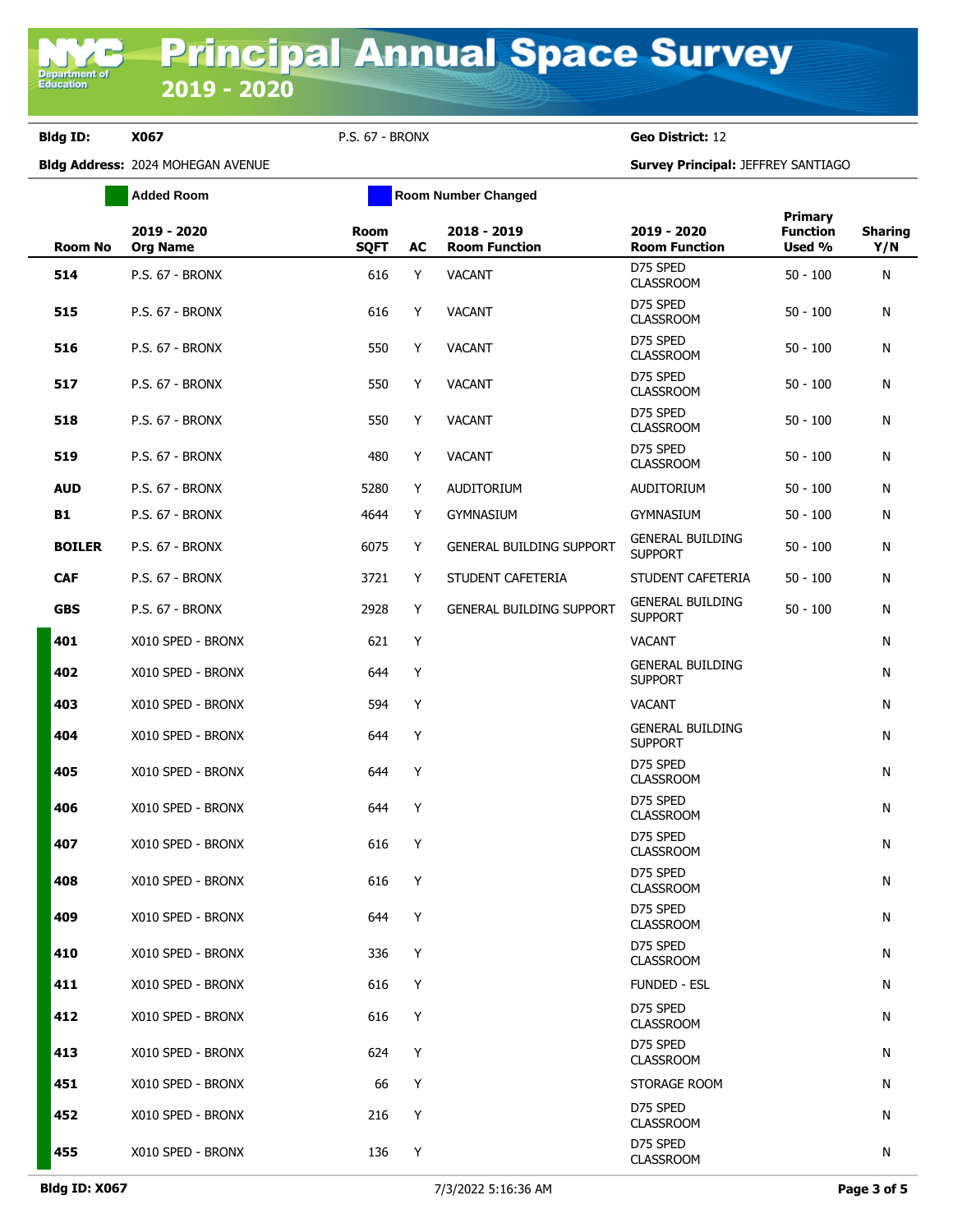# Principal Annual Space Survey

## 2019 - 2020

**Bldg ID:** X067 &nbsp;&nbsp; P.S. 67 - BRONX &nbsp;&nbsp; **Geo District:** 12

**Bldg Address:** 2024 MOHEGAN AVENUE &nbsp;&nbsp; **Survey Principal:** JEFFREY SANTIAGO

Added Room &nbsp;&nbsp; Room Number Changed

| Room No | 2019 - 2020 Org Name | Room SQFT | AC | 2018 - 2019 Room Function | 2019 - 2020 Room Function | Primary Function Used % | Sharing Y/N |
|---|---|---|---|---|---|---|---|
| 514 | P.S. 67 - BRONX | 616 | Y | VACANT | D75 SPED CLASSROOM | 50 - 100 | N |
| 515 | P.S. 67 - BRONX | 616 | Y | VACANT | D75 SPED CLASSROOM | 50 - 100 | N |
| 516 | P.S. 67 - BRONX | 550 | Y | VACANT | D75 SPED CLASSROOM | 50 - 100 | N |
| 517 | P.S. 67 - BRONX | 550 | Y | VACANT | D75 SPED CLASSROOM | 50 - 100 | N |
| 518 | P.S. 67 - BRONX | 550 | Y | VACANT | D75 SPED CLASSROOM | 50 - 100 | N |
| 519 | P.S. 67 - BRONX | 480 | Y | VACANT | D75 SPED CLASSROOM | 50 - 100 | N |
| AUD | P.S. 67 - BRONX | 5280 | Y | AUDITORIUM | AUDITORIUM | 50 - 100 | N |
| B1 | P.S. 67 - BRONX | 4644 | Y | GYMNASIUM | GYMNASIUM | 50 - 100 | N |
| BOILER | P.S. 67 - BRONX | 6075 | Y | GENERAL BUILDING SUPPORT | GENERAL BUILDING SUPPORT | 50 - 100 | N |
| CAF | P.S. 67 - BRONX | 3721 | Y | STUDENT CAFETERIA | STUDENT CAFETERIA | 50 - 100 | N |
| GBS | P.S. 67 - BRONX | 2928 | Y | GENERAL BUILDING SUPPORT | GENERAL BUILDING SUPPORT | 50 - 100 | N |
| 401 | X010 SPED - BRONX | 621 | Y | | VACANT | | N |
| 402 | X010 SPED - BRONX | 644 | Y | | GENERAL BUILDING SUPPORT | | N |
| 403 | X010 SPED - BRONX | 594 | Y | | VACANT | | N |
| 404 | X010 SPED - BRONX | 644 | Y | | GENERAL BUILDING SUPPORT | | N |
| 405 | X010 SPED - BRONX | 644 | Y | | D75 SPED CLASSROOM | | N |
| 406 | X010 SPED - BRONX | 644 | Y | | D75 SPED CLASSROOM | | N |
| 407 | X010 SPED - BRONX | 616 | Y | | D75 SPED CLASSROOM | | N |
| 408 | X010 SPED - BRONX | 616 | Y | | D75 SPED CLASSROOM | | N |
| 409 | X010 SPED - BRONX | 644 | Y | | D75 SPED CLASSROOM | | N |
| 410 | X010 SPED - BRONX | 336 | Y | | D75 SPED CLASSROOM | | N |
| 411 | X010 SPED - BRONX | 616 | Y | | FUNDED - ESL | | N |
| 412 | X010 SPED - BRONX | 616 | Y | | D75 SPED CLASSROOM | | N |
| 413 | X010 SPED - BRONX | 624 | Y | | D75 SPED CLASSROOM | | N |
| 451 | X010 SPED - BRONX | 66 | Y | | STORAGE ROOM | | N |
| 452 | X010 SPED - BRONX | 216 | Y | | D75 SPED CLASSROOM | | N |
| 455 | X010 SPED - BRONX | 136 | Y | | D75 SPED CLASSROOM | | N |

**Bldg ID: X067** &nbsp;&nbsp; 7/3/2022 5:16:36 AM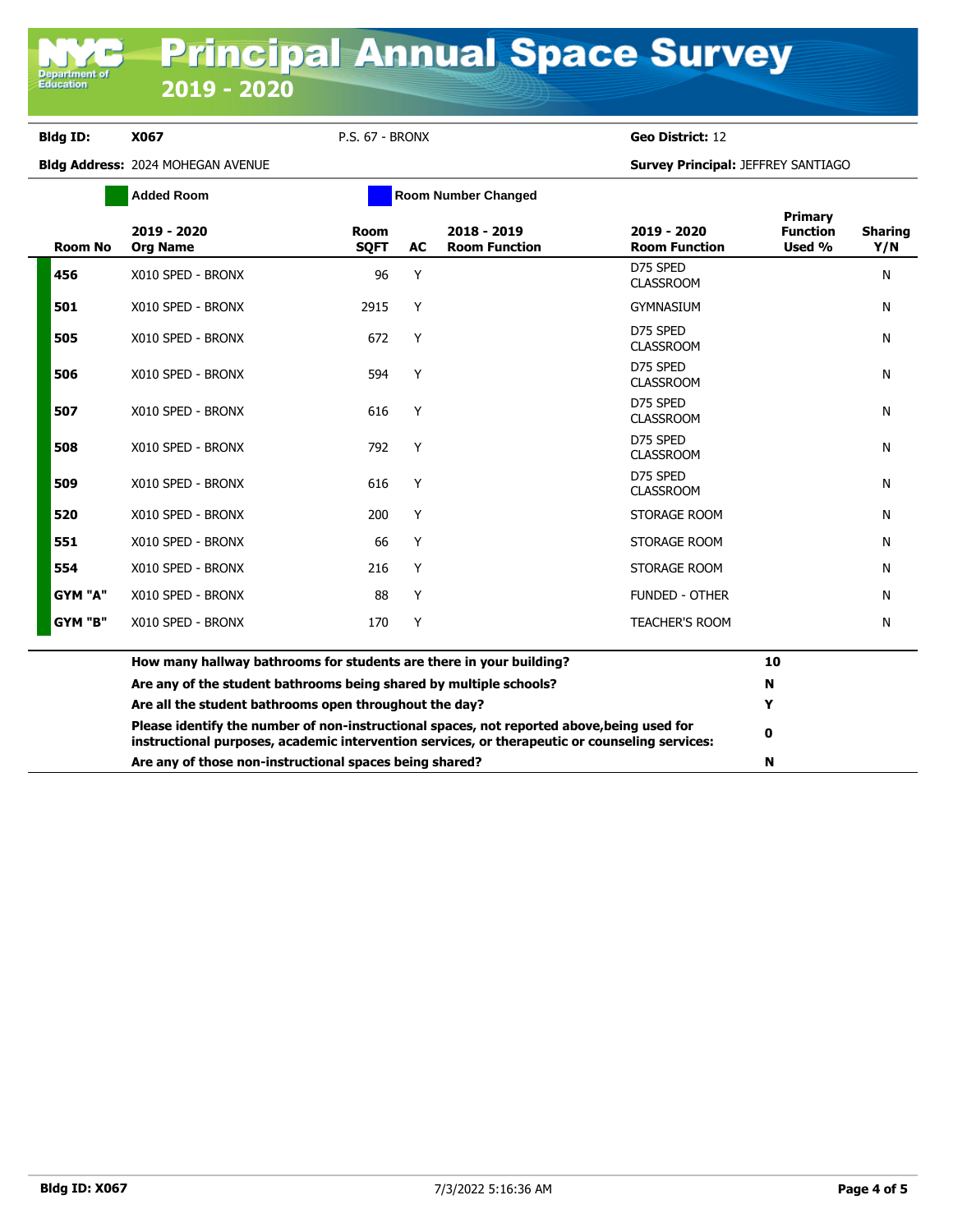# Principal Annual Space Survey 2019 - 2020

**Bldg ID:** X067 &nbsp;&nbsp; P.S. 67 - BRONX &nbsp;&nbsp; **Geo District:** 12

**Bldg Address:** 2024 MOHEGAN AVENUE &nbsp;&nbsp; **Survey Principal:** JEFFREY SANTIAGO

Added Room &nbsp;&nbsp; Room Number Changed

| Room No | 2019 - 2020 Org Name | Room SQFT | AC | 2018 - 2019 Room Function | 2019 - 2020 Room Function | Primary Function Used % | Sharing Y/N |
|---|---|---|---|---|---|---|---|
| 456 | X010 SPED - BRONX | 96 | Y | | D75 SPED CLASSROOM | | N |
| 501 | X010 SPED - BRONX | 2915 | Y | | GYMNASIUM | | N |
| 505 | X010 SPED - BRONX | 672 | Y | | D75 SPED CLASSROOM | | N |
| 506 | X010 SPED - BRONX | 594 | Y | | D75 SPED CLASSROOM | | N |
| 507 | X010 SPED - BRONX | 616 | Y | | D75 SPED CLASSROOM | | N |
| 508 | X010 SPED - BRONX | 792 | Y | | D75 SPED CLASSROOM | | N |
| 509 | X010 SPED - BRONX | 616 | Y | | D75 SPED CLASSROOM | | N |
| 520 | X010 SPED - BRONX | 200 | Y | | STORAGE ROOM | | N |
| 551 | X010 SPED - BRONX | 66 | Y | | STORAGE ROOM | | N |
| 554 | X010 SPED - BRONX | 216 | Y | | STORAGE ROOM | | N |
| GYM "A" | X010 SPED - BRONX | 88 | Y | | FUNDED - OTHER | | N |
| GYM "B" | X010 SPED - BRONX | 170 | Y | | TEACHER'S ROOM | | N |

| Question | Answer |
|---|---|
| **How many hallway bathrooms for students are there in your building?** | **10** |
| **Are any of the student bathrooms being shared by multiple schools?** | **N** |
| **Are all the student bathrooms open throughout the day?** | **Y** |
| **Please identify the number of non-instructional spaces, not reported above,being used for instructional purposes, academic intervention services, or therapeutic or counseling services:** | **0** |
| **Are any of those non-instructional spaces being shared?** | **N** |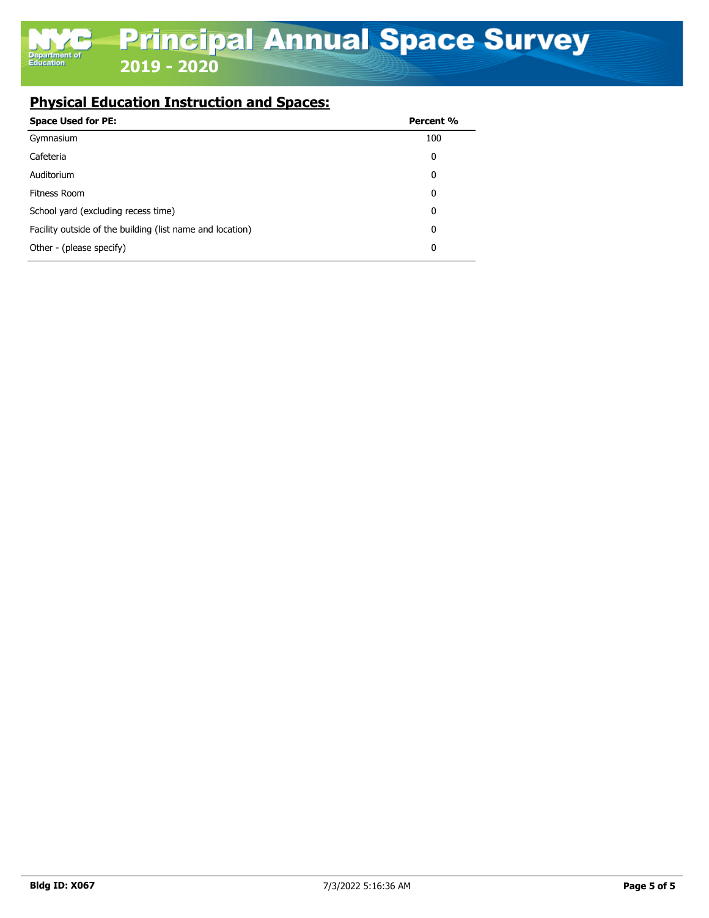## Physical Education Instruction and Spaces:

| Space Used for PE: | Percent % |
|---|---|
| Gymnasium | 100 |
| Cafeteria | 0 |
| Auditorium | 0 |
| Fitness Room | 0 |
| School yard (excluding recess time) | 0 |
| Facility outside of the building (list name and location) | 0 |
| Other - (please specify) | 0 |